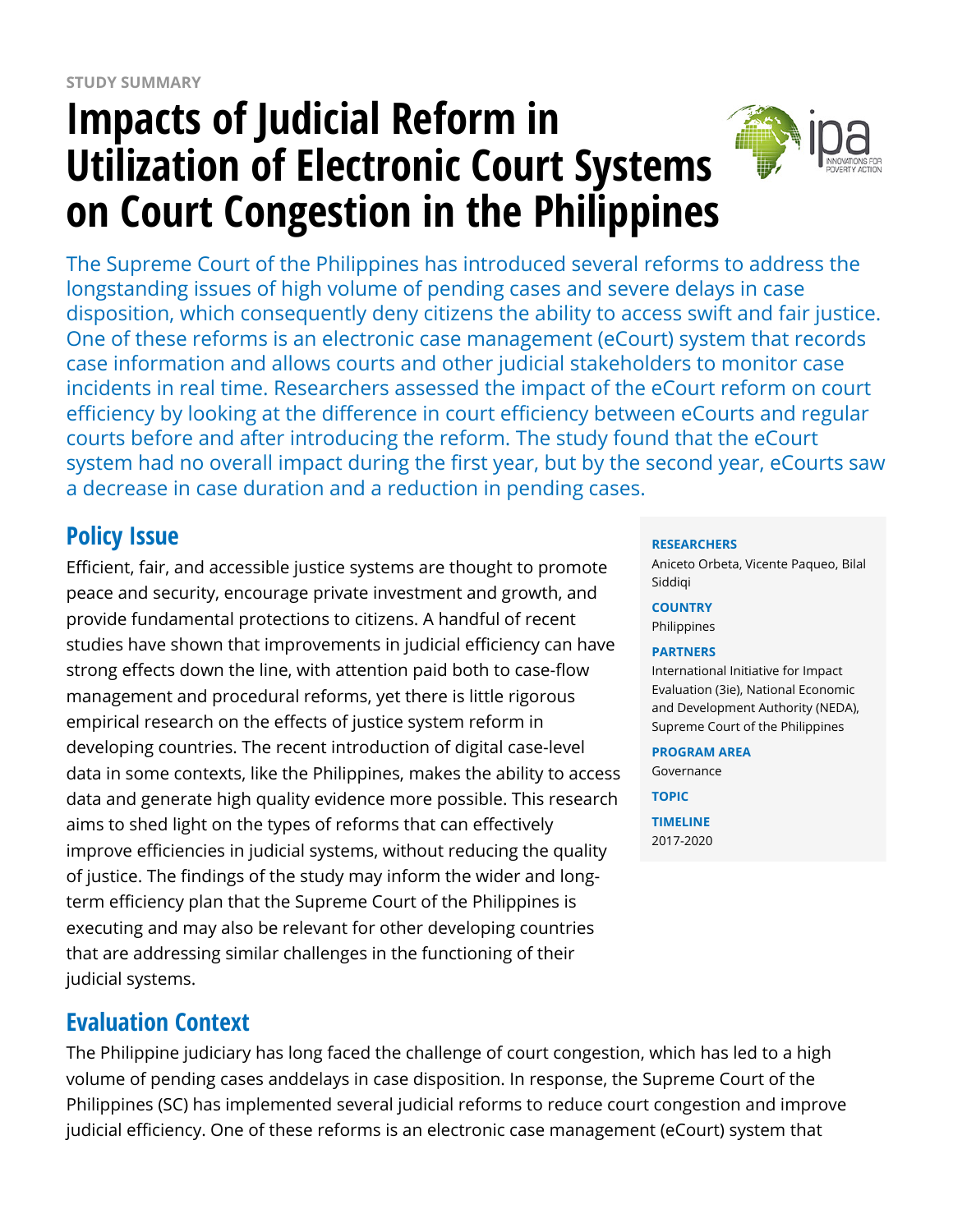STUDY SUMMARY

# Impacts of Judicial Reform in Utilization of Electronic Court Systems on Court Congestion in the Philippines

The Supreme Court of the Philippines has introduced several reforms to address the longstanding issues of high volume of pending cases and severe delays in case disposition, which consequently deny citizens the ability to access swift and fair justice. One of these reforms is an electronic case management (eCourt) system that records case information and allows courts and other judicial stakeholders to monitor case incidents in real time. Researchers assessed the impact of the eCourt reform on court efficiency by looking at the difference in court efficiency between eCourts and regular courts before and after introducing the reform. The study found that the eCourt system had no overall impact during the first year, but by the second year, eCourts saw a decrease in case duration and a reduction in pending cases.

**RESEARCHERS**
Aniceto Orbeta, Vicente Paqueo, Bilal Siddiqi

**COUNTRY**
Philippines

**PARTNERS**
International Initiative for Impact Evaluation (3ie), National Economic and Development Authority (NEDA), Supreme Court of the Philippines

**PROGRAM AREA**
Governance

**TOPIC**

**TIMELINE**
2017-2020

## Policy Issue

Efficient, fair, and accessible justice systems are thought to promote peace and security, encourage private investment and growth, and provide fundamental protections to citizens. A handful of recent studies have shown that improvements in judicial efficiency can have strong effects down the line, with attention paid both to case-flow management and procedural reforms, yet there is little rigorous empirical research on the effects of justice system reform in developing countries. The recent introduction of digital case-level data in some contexts, like the Philippines, makes the ability to access data and generate high quality evidence more possible. This research aims to shed light on the types of reforms that can effectively improve efficiencies in judicial systems, without reducing the quality of justice. The findings of the study may inform the wider and long-term efficiency plan that the Supreme Court of the Philippines is executing and may also be relevant for other developing countries that are addressing similar challenges in the functioning of their judicial systems.

## Evaluation Context

The Philippine judiciary has long faced the challenge of court congestion, which has led to a high volume of pending cases anddelays in case disposition. In response, the Supreme Court of the Philippines (SC) has implemented several judicial reforms to reduce court congestion and improve judicial efficiency. One of these reforms is an electronic case management (eCourt) system that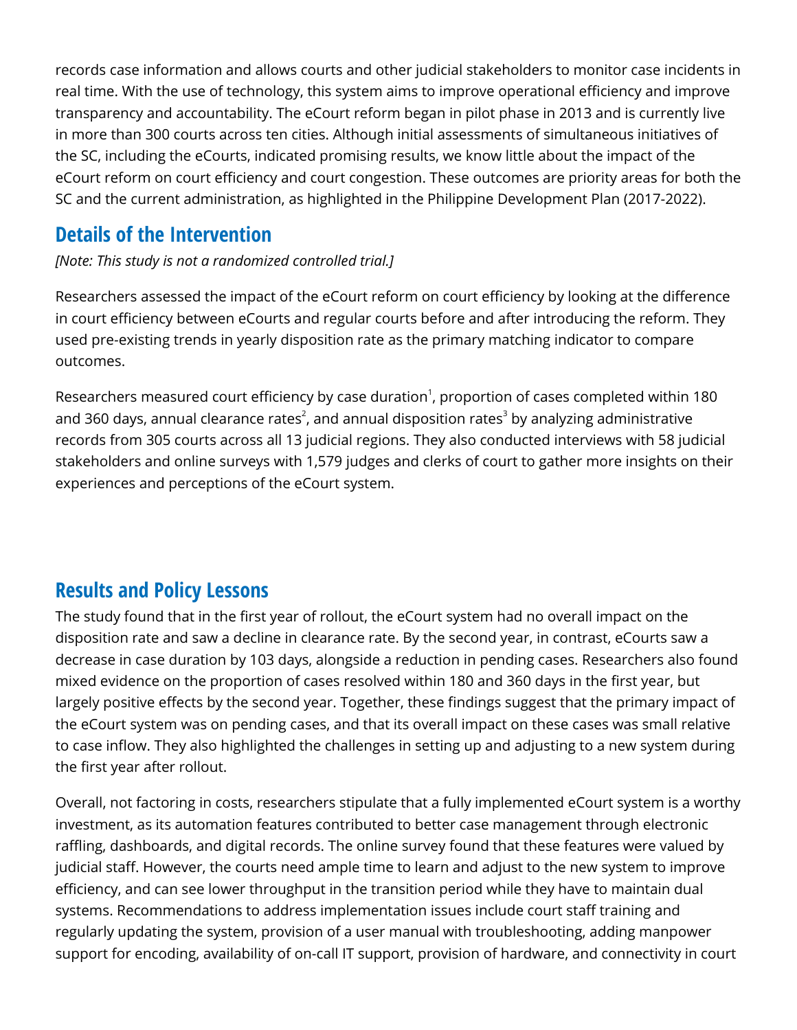records case information and allows courts and other judicial stakeholders to monitor case incidents in real time. With the use of technology, this system aims to improve operational efficiency and improve transparency and accountability. The eCourt reform began in pilot phase in 2013 and is currently live in more than 300 courts across ten cities. Although initial assessments of simultaneous initiatives of the SC, including the eCourts, indicated promising results, we know little about the impact of the eCourt reform on court efficiency and court congestion. These outcomes are priority areas for both the SC and the current administration, as highlighted in the Philippine Development Plan (2017-2022).

## Details of the Intervention

*[Note: This study is not a randomized controlled trial.]*

Researchers assessed the impact of the eCourt reform on court efficiency by looking at the difference in court efficiency between eCourts and regular courts before and after introducing the reform. They used pre-existing trends in yearly disposition rate as the primary matching indicator to compare outcomes.

Researchers measured court efficiency by case duration[1], proportion of cases completed within 180 and 360 days, annual clearance rates[2], and annual disposition rates[3] by analyzing administrative records from 305 courts across all 13 judicial regions. They also conducted interviews with 58 judicial stakeholders and online surveys with 1,579 judges and clerks of court to gather more insights on their experiences and perceptions of the eCourt system.

## Results and Policy Lessons

The study found that in the first year of rollout, the eCourt system had no overall impact on the disposition rate and saw a decline in clearance rate. By the second year, in contrast, eCourts saw a decrease in case duration by 103 days, alongside a reduction in pending cases. Researchers also found mixed evidence on the proportion of cases resolved within 180 and 360 days in the first year, but largely positive effects by the second year. Together, these findings suggest that the primary impact of the eCourt system was on pending cases, and that its overall impact on these cases was small relative to case inflow. They also highlighted the challenges in setting up and adjusting to a new system during the first year after rollout.

Overall, not factoring in costs, researchers stipulate that a fully implemented eCourt system is a worthy investment, as its automation features contributed to better case management through electronic raffling, dashboards, and digital records. The online survey found that these features were valued by judicial staff. However, the courts need ample time to learn and adjust to the new system to improve efficiency, and can see lower throughput in the transition period while they have to maintain dual systems. Recommendations to address implementation issues include court staff training and regularly updating the system, provision of a user manual with troubleshooting, adding manpower support for encoding, availability of on-call IT support, provision of hardware, and connectivity in court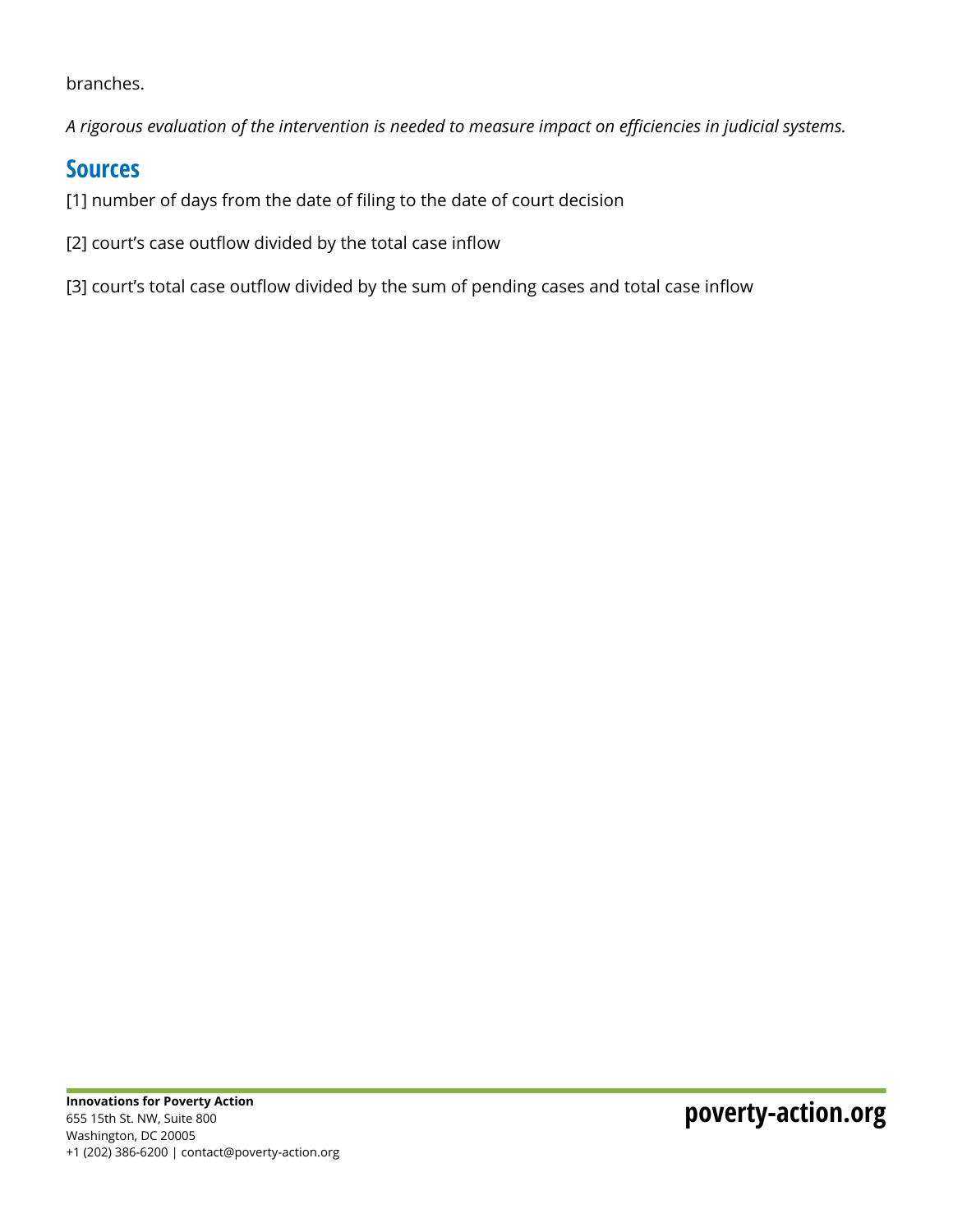branches.

*A rigorous evaluation of the intervention is needed to measure impact on efficiencies in judicial systems.*

## Sources

[1] number of days from the date of filing to the date of court decision

[2] court's case outflow divided by the total case inflow

[3] court's total case outflow divided by the sum of pending cases and total case inflow